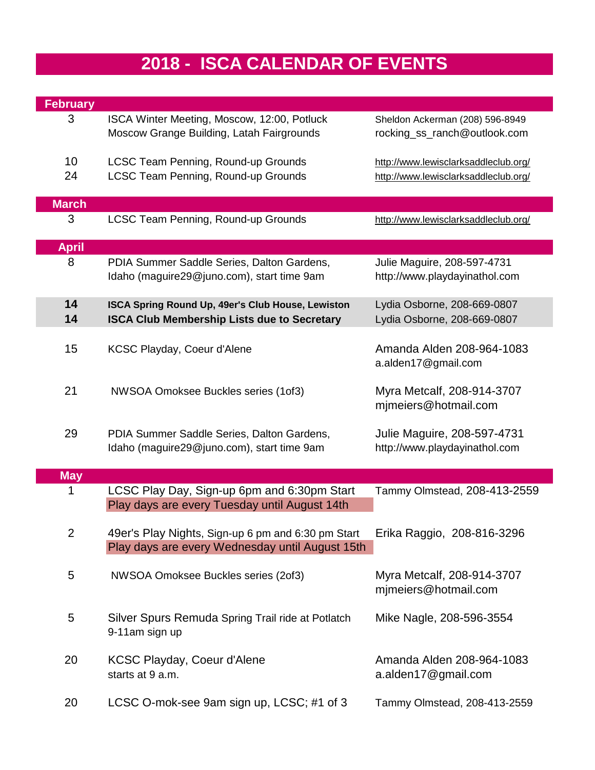# 2018 - ISCA CALENDAR OF EVENTS

| Date | Event | Contact |
|---|---|---|
| **February** | | |
| 3 | ISCA Winter Meeting, Moscow, 12:00, Potluck<br>Moscow Grange Building, Latah Fairgrounds | Sheldon Ackerman (208) 596-8949<br>rocking_ss_ranch@outlook.com |
| 10 | LCSC Team Penning, Round-up Grounds | http://www.lewisclarksaddleclub.org/ |
| 24 | LCSC Team Penning, Round-up Grounds | http://www.lewisclarksaddleclub.org/ |
| **March** | | |
| 3 | LCSC Team Penning, Round-up Grounds | http://www.lewisclarksaddleclub.org/ |
| **April** | | |
| 8 | PDIA Summer Saddle Series, Dalton Gardens, Idaho (maguire29@juno.com), start time 9am | Julie Maguire, 208-597-4731<br>http://www.playdayinathol.com |
| **14** | **ISCA Spring Round Up, 49er's Club House, Lewiston** | Lydia Osborne, 208-669-0807 |
| **14** | **ISCA Club Membership Lists due to Secretary** | Lydia Osborne, 208-669-0807 |
| 15 | KCSC Playday, Coeur d'Alene | Amanda Alden 208-964-1083<br>a.alden17@gmail.com |
| 21 | NWSOA Omoksee Buckles series (1of3) | Myra Metcalf, 208-914-3707<br>mjmeiers@hotmail.com |
| 29 | PDIA Summer Saddle Series, Dalton Gardens, Idaho (maguire29@juno.com), start time 9am | Julie Maguire, 208-597-4731<br>http://www.playdayinathol.com |
| **May** | | |
| 1 | LCSC Play Day, Sign-up 6pm and 6:30pm Start<br>Play days are every Tuesday until August 14th | Tammy Olmstead, 208-413-2559 |
| 2 | 49er's Play Nights, Sign-up 6 pm and 6:30 pm Start<br>Play days are every Wednesday until August 15th | Erika Raggio, 208-816-3296 |
| 5 | NWSOA Omoksee Buckles series (2of3) | Myra Metcalf, 208-914-3707<br>mjmeiers@hotmail.com |
| 5 | Silver Spurs Remuda Spring Trail ride at Potlatch<br>9-11am sign up | Mike Nagle, 208-596-3554 |
| 20 | KCSC Playday, Coeur d'Alene<br>starts at 9 a.m. | Amanda Alden 208-964-1083<br>a.alden17@gmail.com |
| 20 | LCSC O-mok-see 9am sign up, LCSC; #1 of 3 | Tammy Olmstead, 208-413-2559 |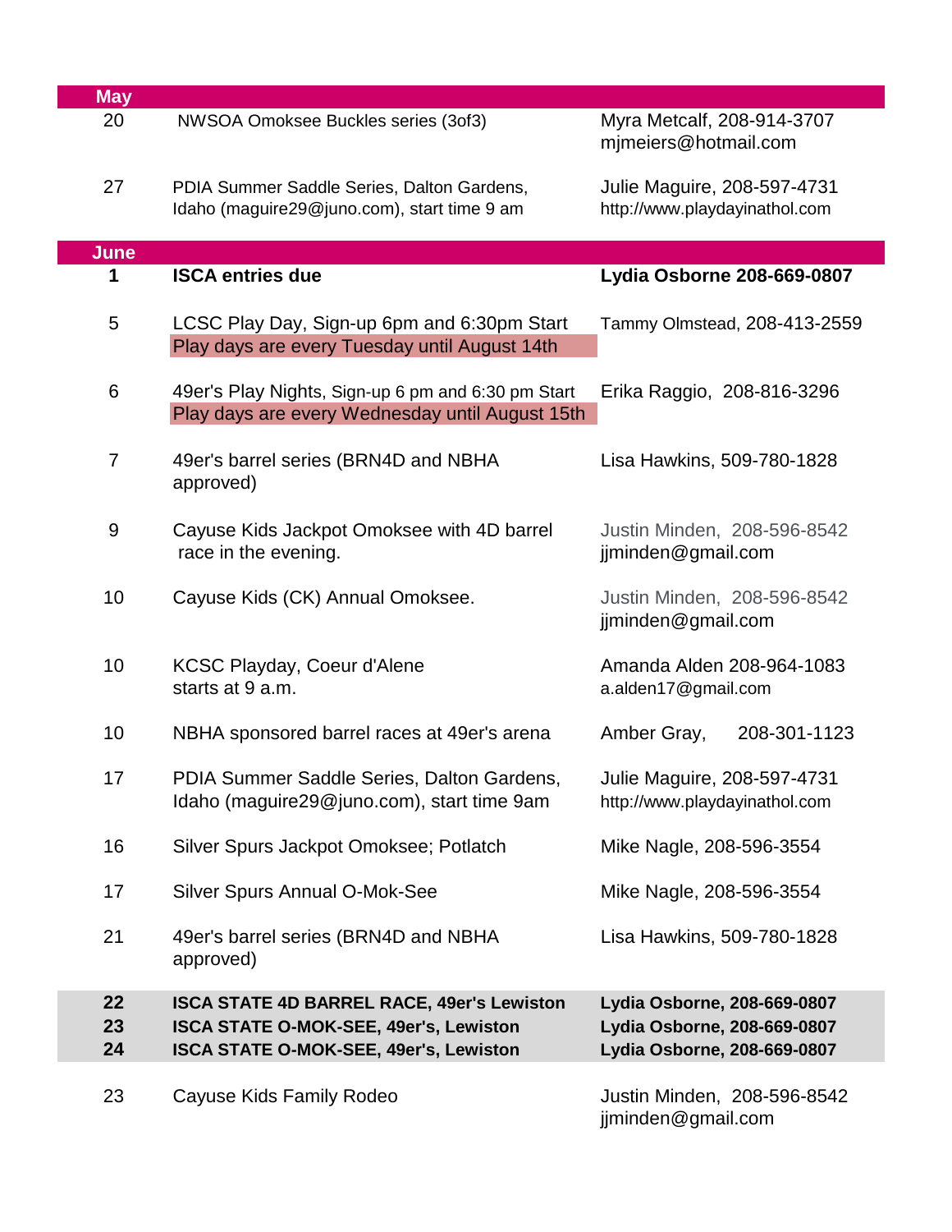| May | | |
|---|---|---|
| 20 | NWSOA Omoksee Buckles series (3of3) | Myra Metcalf, 208-914-3707 mjmeiers@hotmail.com |
| 27 | PDIA Summer Saddle Series, Dalton Gardens, Idaho (maguire29@juno.com), start time 9 am | Julie Maguire, 208-597-4731 http://www.playdayinathol.com |
| **June** | | |
| **1** | **ISCA entries due** | **Lydia Osborne 208-669-0807** |
| 5 | LCSC Play Day, Sign-up 6pm and 6:30pm Start Play days are every Tuesday until August 14th | Tammy Olmstead, 208-413-2559 |
| 6 | 49er's Play Nights, Sign-up 6 pm and 6:30 pm Start Play days are every Wednesday until August 15th | Erika Raggio, 208-816-3296 |
| 7 | 49er's barrel series (BRN4D and NBHA approved) | Lisa Hawkins, 509-780-1828 |
| 9 | Cayuse Kids Jackpot Omoksee with 4D barrel race in the evening. | Justin Minden, 208-596-8542 jjminden@gmail.com |
| 10 | Cayuse Kids (CK) Annual Omoksee. | Justin Minden, 208-596-8542 jjminden@gmail.com |
| 10 | KCSC Playday, Coeur d'Alene starts at 9 a.m. | Amanda Alden 208-964-1083 a.alden17@gmail.com |
| 10 | NBHA sponsored barrel races at 49er's arena | Amber Gray, 208-301-1123 |
| 17 | PDIA Summer Saddle Series, Dalton Gardens, Idaho (maguire29@juno.com), start time 9am | Julie Maguire, 208-597-4731 http://www.playdayinathol.com |
| 16 | Silver Spurs Jackpot Omoksee; Potlatch | Mike Nagle, 208-596-3554 |
| 17 | Silver Spurs Annual O-Mok-See | Mike Nagle, 208-596-3554 |
| 21 | 49er's barrel series (BRN4D and NBHA approved) | Lisa Hawkins, 509-780-1828 |
| **22** | **ISCA STATE 4D BARREL RACE, 49er's Lewiston** | **Lydia Osborne, 208-669-0807** |
| **23** | **ISCA STATE O-MOK-SEE, 49er's, Lewiston** | **Lydia Osborne, 208-669-0807** |
| **24** | **ISCA STATE O-MOK-SEE, 49er's, Lewiston** | **Lydia Osborne, 208-669-0807** |
| 23 | Cayuse Kids Family Rodeo | Justin Minden, 208-596-8542 jjminden@gmail.com |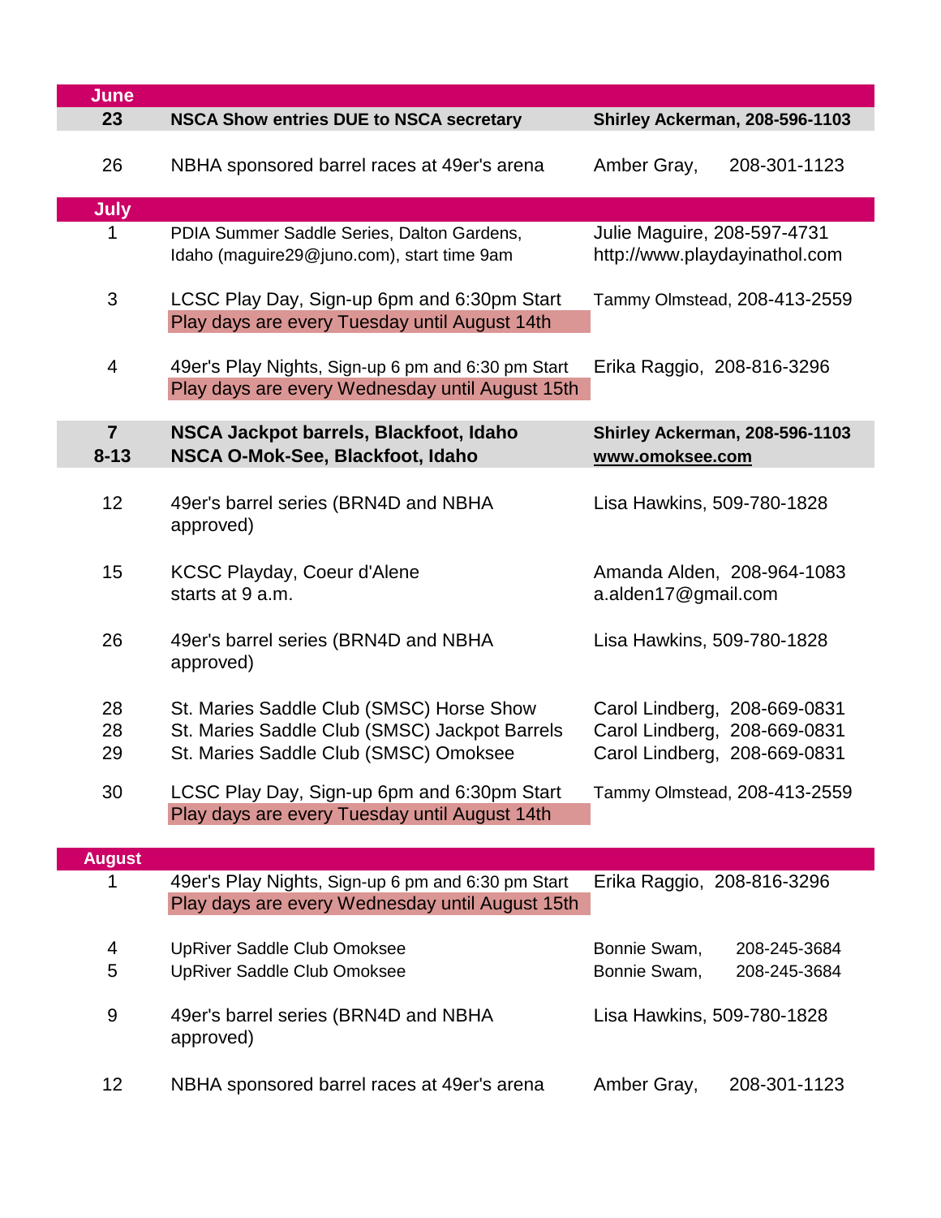| Date | Event | Contact |
|---|---|---|
| **June** | | |
| **23** | **NSCA Show entries DUE to NSCA secretary** | **Shirley Ackerman, 208-596-1103** |
| 26 | NBHA sponsored barrel races at 49er's arena | Amber Gray, 208-301-1123 |
| **July** | | |
| 1 | PDIA Summer Saddle Series, Dalton Gardens, Idaho (maguire29@juno.com), start time 9am | Julie Maguire, 208-597-4731 http://www.playdayinathol.com |
| 3 | LCSC Play Day, Sign-up 6pm and 6:30pm Start<br>Play days are every Tuesday until August 14th | Tammy Olmstead, 208-413-2559 |
| 4 | 49er's Play Nights, Sign-up 6 pm and 6:30 pm Start<br>Play days are every Wednesday until August 15th | Erika Raggio, 208-816-3296 |
| **7** | **NSCA Jackpot barrels, Blackfoot, Idaho** | **Shirley Ackerman, 208-596-1103** |
| **8-13** | **NSCA O-Mok-See, Blackfoot, Idaho** | **www.omoksee.com** |
| 12 | 49er's barrel series (BRN4D and NBHA approved) | Lisa Hawkins, 509-780-1828 |
| 15 | KCSC Playday, Coeur d'Alene starts at 9 a.m. | Amanda Alden, 208-964-1083 a.alden17@gmail.com |
| 26 | 49er's barrel series (BRN4D and NBHA approved) | Lisa Hawkins, 509-780-1828 |
| 28 | St. Maries Saddle Club (SMSC) Horse Show | Carol Lindberg, 208-669-0831 |
| 28 | St. Maries Saddle Club (SMSC) Jackpot Barrels | Carol Lindberg, 208-669-0831 |
| 29 | St. Maries Saddle Club (SMSC) Omoksee | Carol Lindberg, 208-669-0831 |
| 30 | LCSC Play Day, Sign-up 6pm and 6:30pm Start<br>Play days are every Tuesday until August 14th | Tammy Olmstead, 208-413-2559 |
| **August** | | |
| 1 | 49er's Play Nights, Sign-up 6 pm and 6:30 pm Start<br>Play days are every Wednesday until August 15th | Erika Raggio, 208-816-3296 |
| 4 | UpRiver Saddle Club Omoksee | Bonnie Swam, 208-245-3684 |
| 5 | UpRiver Saddle Club Omoksee | Bonnie Swam, 208-245-3684 |
| 9 | 49er's barrel series (BRN4D and NBHA approved) | Lisa Hawkins, 509-780-1828 |
| 12 | NBHA sponsored barrel races at 49er's arena | Amber Gray, 208-301-1123 |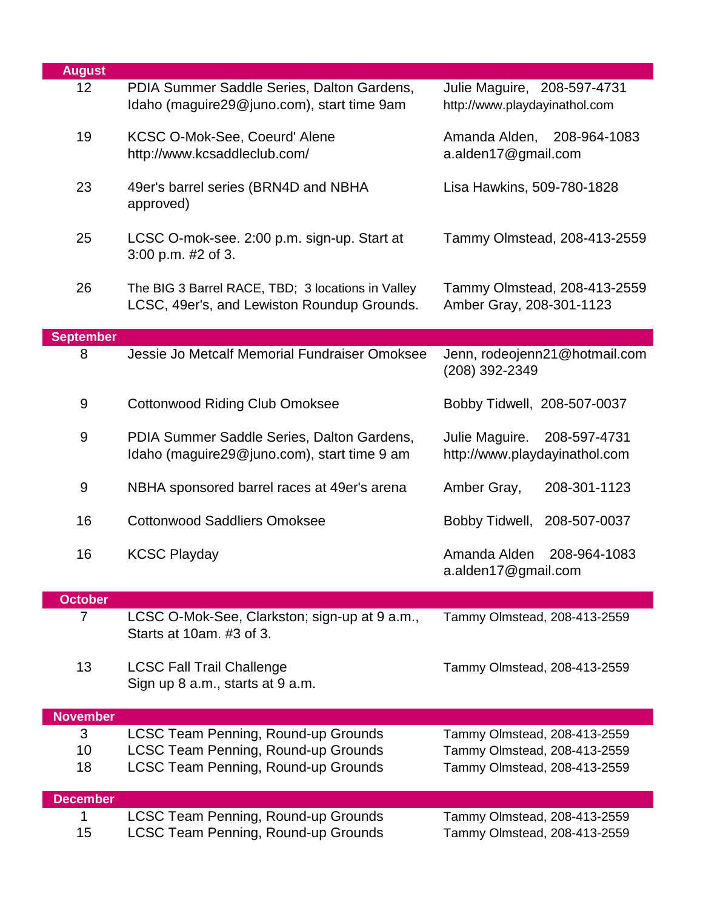| | | |
|---|---|---|
| **August** | | |
| 12 | PDIA Summer Saddle Series, Dalton Gardens, Idaho (maguire29@juno.com), start time 9am | Julie Maguire, 208-597-4731 http://www.playdayinathol.com |
| 19 | KCSC O-Mok-See, Coeurd' Alene http://www.kcsaddleclub.com/ | Amanda Alden, 208-964-1083 a.alden17@gmail.com |
| 23 | 49er's barrel series (BRN4D and NBHA approved) | Lisa Hawkins, 509-780-1828 |
| 25 | LCSC O-mok-see. 2:00 p.m. sign-up. Start at 3:00 p.m. #2 of 3. | Tammy Olmstead, 208-413-2559 |
| 26 | The BIG 3 Barrel RACE, TBD; 3 locations in Valley LCSC, 49er's, and Lewiston Roundup Grounds. | Tammy Olmstead, 208-413-2559 Amber Gray, 208-301-1123 |
| **September** | | |
| 8 | Jessie Jo Metcalf Memorial Fundraiser Omoksee | Jenn, rodeojenn21@hotmail.com (208) 392-2349 |
| 9 | Cottonwood Riding Club Omoksee | Bobby Tidwell, 208-507-0037 |
| 9 | PDIA Summer Saddle Series, Dalton Gardens, Idaho (maguire29@juno.com), start time 9 am | Julie Maguire. 208-597-4731 http://www.playdayinathol.com |
| 9 | NBHA sponsored barrel races at 49er's arena | Amber Gray, 208-301-1123 |
| 16 | Cottonwood Saddliers Omoksee | Bobby Tidwell, 208-507-0037 |
| 16 | KCSC Playday | Amanda Alden 208-964-1083 a.alden17@gmail.com |
| **October** | | |
| 7 | LCSC O-Mok-See, Clarkston; sign-up at 9 a.m., Starts at 10am. #3 of 3. | Tammy Olmstead, 208-413-2559 |
| 13 | LCSC Fall Trail Challenge Sign up 8 a.m., starts at 9 a.m. | Tammy Olmstead, 208-413-2559 |
| **November** | | |
| 3 | LCSC Team Penning, Round-up Grounds | Tammy Olmstead, 208-413-2559 |
| 10 | LCSC Team Penning, Round-up Grounds | Tammy Olmstead, 208-413-2559 |
| 18 | LCSC Team Penning, Round-up Grounds | Tammy Olmstead, 208-413-2559 |
| **December** | | |
| 1 | LCSC Team Penning, Round-up Grounds | Tammy Olmstead, 208-413-2559 |
| 15 | LCSC Team Penning, Round-up Grounds | Tammy Olmstead, 208-413-2559 |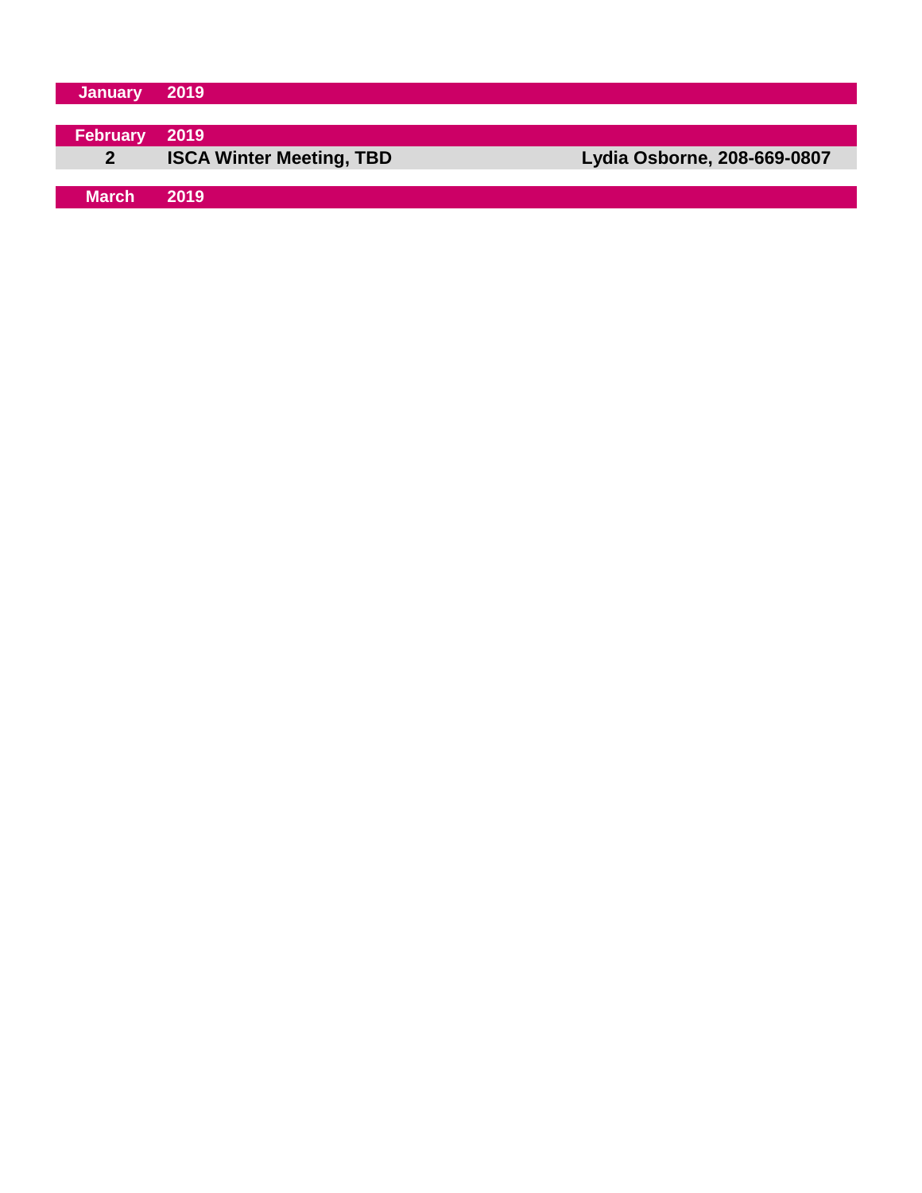| | | |
|---|---|---|
| **January** | **2019** | |
| | | |
| **February** | **2019** | |
| **2** | **ISCA Winter Meeting, TBD** | **Lydia Osborne, 208-669-0807** |
| | | |
| **March** | **2019** | |